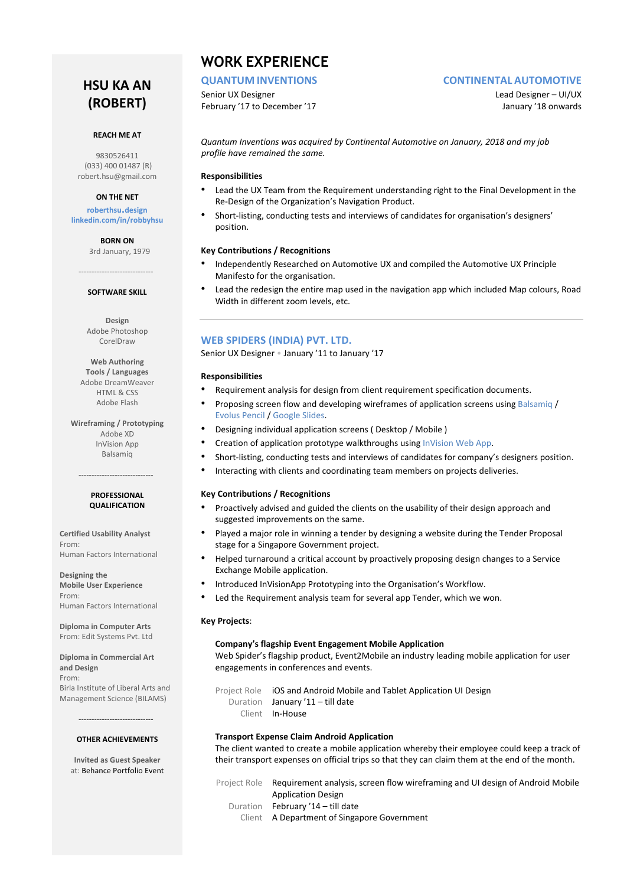# HSU KA AN (ROBERT)

**REACH ME AT**

9830526411
(033) 400 01487 (R)
robert.hsu@gmail.com

**ON THE NET**

roberthsu.design
linkedin.com/in/robbyhsu

**BORN ON**

3rd January, 1979

-----------------------------

**SOFTWARE SKILL**

**Design**
Adobe Photoshop
CorelDraw

**Web Authoring Tools / Languages**
Adobe DreamWeaver
HTML & CSS
Adobe Flash

**Wireframing / Prototyping**
Adobe XD
InVision App
Balsamiq

-----------------------------

**PROFESSIONAL QUALIFICATION**

**Certified Usability Analyst**
From:
Human Factors International

**Designing the Mobile User Experience**
From:
Human Factors International

**Diploma in Computer Arts**
From: Edit Systems Pvt. Ltd

**Diploma in Commercial Art and Design**
From:
Birla Institute of Liberal Arts and Management Science (BILAMS)

-----------------------------

**OTHER ACHIEVEMENTS**

**Invited as Guest Speaker**
at: Behance Portfolio Event

# WORK EXPERIENCE

## QUANTUM INVENTIONS

Senior UX Designer
February '17 to December '17

## CONTINENTAL AUTOMOTIVE

Lead Designer – UI/UX
January '18 onwards

*Quantum Inventions was acquired by Continental Automotive on January, 2018 and my job profile have remained the same.*

**Responsibilities**

- Lead the UX Team from the Requirement understanding right to the Final Development in the Re-Design of the Organization's Navigation Product.
- Short-listing, conducting tests and interviews of candidates for organisation's designers' position.

**Key Contributions / Recognitions**

- Independently Researched on Automotive UX and compiled the Automotive UX Principle Manifesto for the organisation.
- Lead the redesign the entire map used in the navigation app which included Map colours, Road Width in different zoom levels, etc.

---

## WEB SPIDERS (INDIA) PVT. LTD.

Senior UX Designer • January '11 to January '17

**Responsibilities**

- Requirement analysis for design from client requirement specification documents.
- Proposing screen flow and developing wireframes of application screens using Balsamiq / Evolus Pencil / Google Slides.
- Designing individual application screens ( Desktop / Mobile )
- Creation of application prototype walkthroughs using InVision Web App.
- Short-listing, conducting tests and interviews of candidates for company's designers position.
- Interacting with clients and coordinating team members on projects deliveries.

**Key Contributions / Recognitions**

- Proactively advised and guided the clients on the usability of their design approach and suggested improvements on the same.
- Played a major role in winning a tender by designing a website during the Tender Proposal stage for a Singapore Government project.
- Helped turnaround a critical account by proactively proposing design changes to a Service Exchange Mobile application.
- Introduced InVisionApp Prototyping into the Organisation's Workflow.
- Led the Requirement analysis team for several app Tender, which we won.

**Key Projects**:

**Company's flagship Event Engagement Mobile Application**
Web Spider's flagship product, Event2Mobile an industry leading mobile application for user engagements in conferences and events.

Project Role: iOS and Android Mobile and Tablet Application UI Design
Duration: January '11 – till date
Client: In-House

**Transport Expense Claim Android Application**
The client wanted to create a mobile application whereby their employee could keep a track of their transport expenses on official trips so that they can claim them at the end of the month.

Project Role: Requirement analysis, screen flow wireframing and UI design of Android Mobile Application Design
Duration: February '14 – till date
Client: A Department of Singapore Government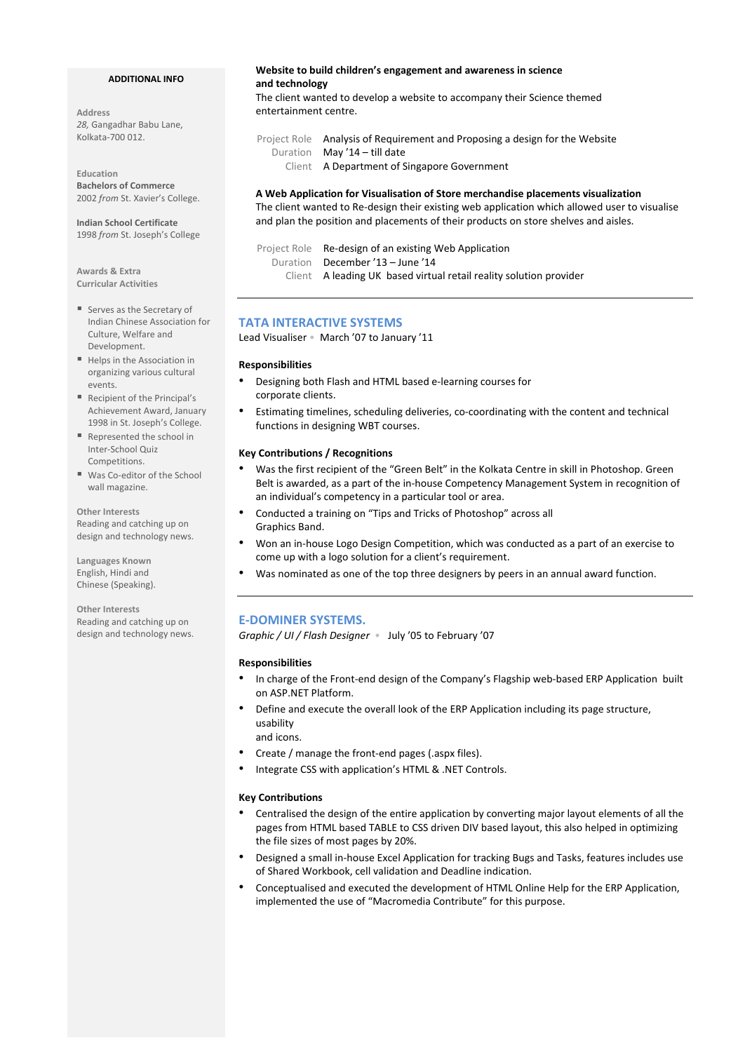## ADDITIONAL INFO

**Address**
*28,* Gangadhar Babu Lane,
Kolkata-700 012.

**Education**
**Bachelors of Commerce**
2002 *from* St. Xavier's College.

**Indian School Certificate**
1998 *from* St. Joseph's College

**Awards & Extra Curricular Activities**

- Serves as the Secretary of Indian Chinese Association for Culture, Welfare and Development.
- Helps in the Association in organizing various cultural events.
- Recipient of the Principal's Achievement Award, January 1998 in St. Joseph's College.
- Represented the school in Inter-School Quiz Competitions.
- Was Co-editor of the School wall magazine.

**Other Interests**
Reading and catching up on design and technology news.

**Languages Known**
English, Hindi and Chinese (Speaking).

**Other Interests**
Reading and catching up on design and technology news.

---

**Website to build children's engagement and awareness in science and technology**
The client wanted to develop a website to accompany their Science themed entertainment centre.

| | |
|---|---|
| Project Role | Analysis of Requirement and Proposing a design for the Website |
| Duration | May '14 – till date |
| Client | A Department of Singapore Government |

**A Web Application for Visualisation of Store merchandise placements visualization**
The client wanted to Re-design their existing web application which allowed user to visualise and plan the position and placements of their products on store shelves and aisles.

| | |
|---|---|
| Project Role | Re-design of an existing Web Application |
| Duration | December '13 – June '14 |
| Client | A leading UK based virtual retail reality solution provider |

---

## TATA INTERACTIVE SYSTEMS

Lead Visualiser • March '07 to January '11

**Responsibilities**

- Designing both Flash and HTML based e-learning courses for corporate clients.
- Estimating timelines, scheduling deliveries, co-coordinating with the content and technical functions in designing WBT courses.

**Key Contributions / Recognitions**

- Was the first recipient of the "Green Belt" in the Kolkata Centre in skill in Photoshop. Green Belt is awarded, as a part of the in-house Competency Management System in recognition of an individual's competency in a particular tool or area.
- Conducted a training on "Tips and Tricks of Photoshop" across all Graphics Band.
- Won an in-house Logo Design Competition, which was conducted as a part of an exercise to come up with a logo solution for a client's requirement.
- Was nominated as one of the top three designers by peers in an annual award function.

---

## E-DOMINER SYSTEMS.

*Graphic / UI / Flash Designer* • July '05 to February '07

**Responsibilities**

- In charge of the Front-end design of the Company's Flagship web-based ERP Application built on ASP.NET Platform.
- Define and execute the overall look of the ERP Application including its page structure, usability and icons.
- Create / manage the front-end pages (.aspx files).
- Integrate CSS with application's HTML & .NET Controls.

**Key Contributions**

- Centralised the design of the entire application by converting major layout elements of all the pages from HTML based TABLE to CSS driven DIV based layout, this also helped in optimizing the file sizes of most pages by 20%.
- Designed a small in-house Excel Application for tracking Bugs and Tasks, features includes use of Shared Workbook, cell validation and Deadline indication.
- Conceptualised and executed the development of HTML Online Help for the ERP Application, implemented the use of "Macromedia Contribute" for this purpose.